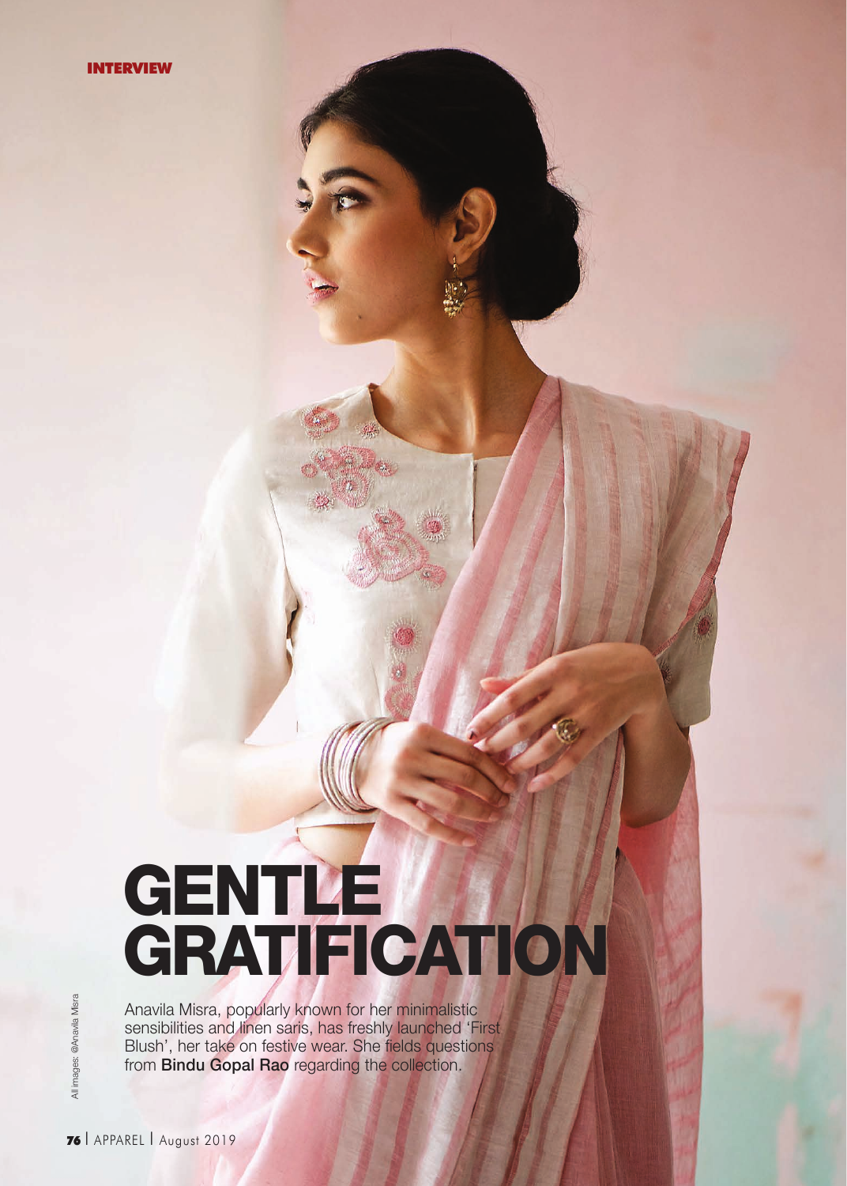INTERVIEW

# GENTLE GRATIFICATION

Anavila Misra, popularly known for her minimalistic sensibilities and linen saris, has freshly launched 'First Blush', her take on festive wear. She fields questions from **Bindu Gopal Rao** regarding the collection.

All images: @Anavila Misra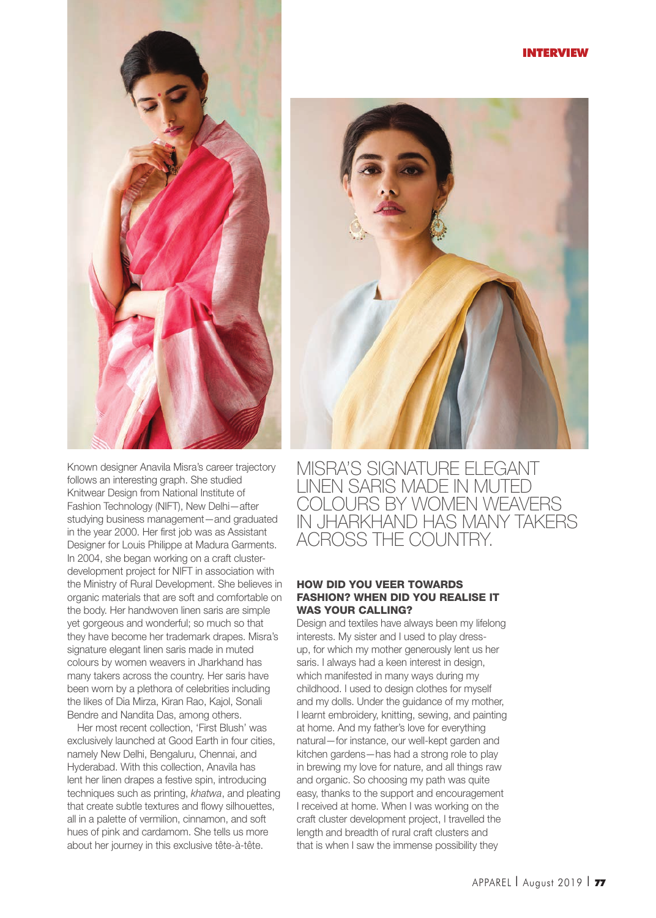Known designer Anavila Misra's career trajectory follows an interesting graph. She studied Knitwear Design from National Institute of Fashion Technology (NIFT), New Delhi—after studying business management—and graduated in the year 2000. Her first job was as Assistant Designer for Louis Philippe at Madura Garments. In 2004, she began working on a craft cluster-development project for NIFT in association with the Ministry of Rural Development. She believes in organic materials that are soft and comfortable on the body. Her handwoven linen saris are simple yet gorgeous and wonderful; so much so that they have become her trademark drapes. Misra's signature elegant linen saris made in muted colours by women weavers in Jharkhand has many takers across the country. Her saris have been worn by a plethora of celebrities including the likes of Dia Mirza, Kiran Rao, Kajol, Sonali Bendre and Nandita Das, among others.

Her most recent collection, 'First Blush' was exclusively launched at Good Earth in four cities, namely New Delhi, Bengaluru, Chennai, and Hyderabad. With this collection, Anavila has lent her linen drapes a festive spin, introducing techniques such as printing, *khatwa*, and pleating that create subtle textures and flowy silhouettes, all in a palette of vermilion, cinnamon, and soft hues of pink and cardamom. She tells us more about her journey in this exclusive tête-à-tête.

MISRA'S SIGNATURE ELEGANT LINEN SARIS MADE IN MUTED COLOURS BY WOMEN WEAVERS IN JHARKHAND HAS MANY TAKERS ACROSS THE COUNTRY.

**HOW DID YOU VEER TOWARDS FASHION? WHEN DID YOU REALISE IT WAS YOUR CALLING?**

Design and textiles have always been my lifelong interests. My sister and I used to play dress-up, for which my mother generously lent us her saris. I always had a keen interest in design, which manifested in many ways during my childhood. I used to design clothes for myself and my dolls. Under the guidance of my mother, I learnt embroidery, knitting, sewing, and painting at home. And my father's love for everything natural—for instance, our well-kept garden and kitchen gardens—has had a strong role to play in brewing my love for nature, and all things raw and organic. So choosing my path was quite easy, thanks to the support and encouragement I received at home. When I was working on the craft cluster development project, I travelled the length and breadth of rural craft clusters and that is when I saw the immense possibility they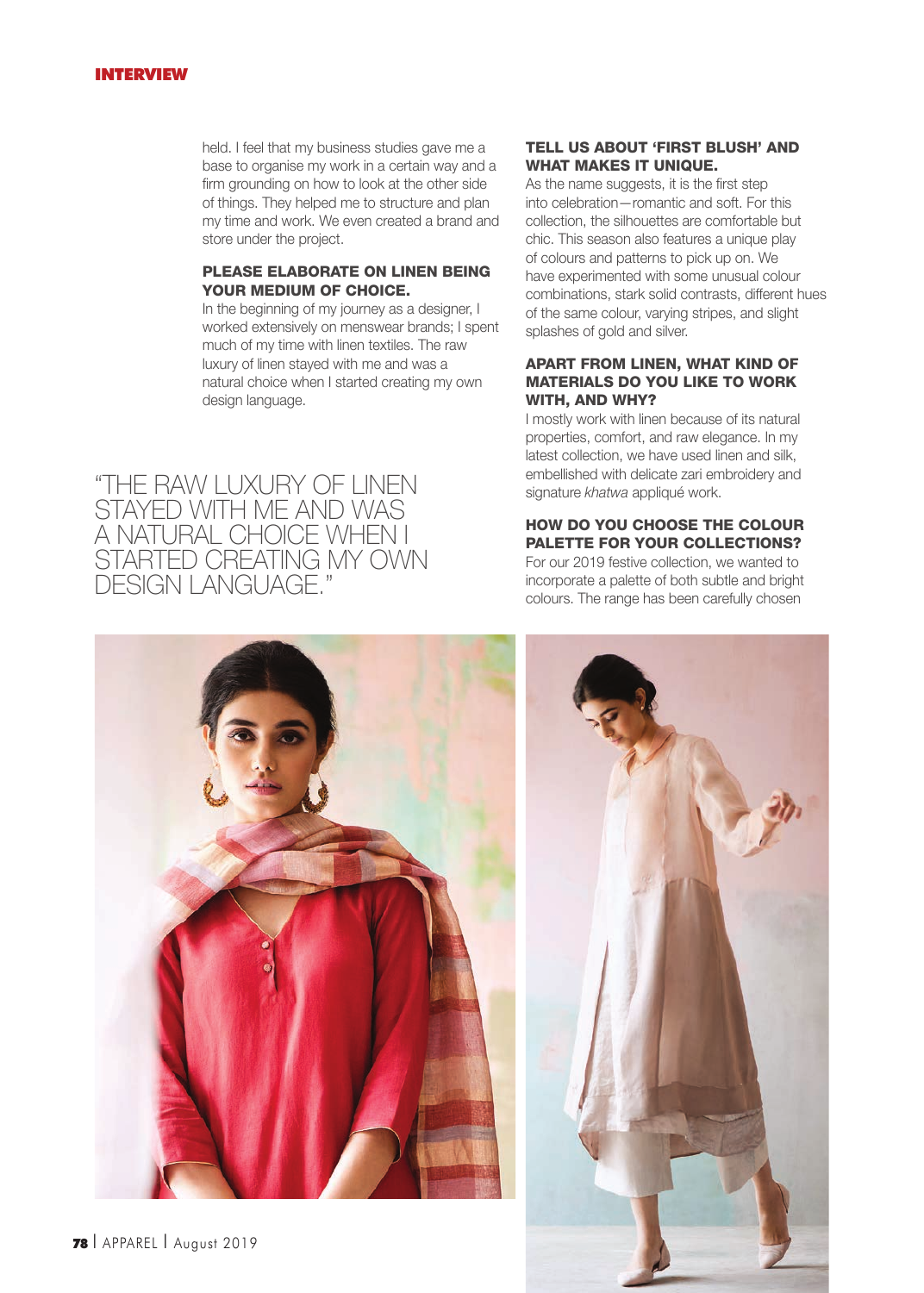held. I feel that my business studies gave me a base to organise my work in a certain way and a firm grounding on how to look at the other side of things. They helped me to structure and plan my time and work. We even created a brand and store under the project.

**PLEASE ELABORATE ON LINEN BEING YOUR MEDIUM OF CHOICE.**

In the beginning of my journey as a designer, I worked extensively on menswear brands; I spent much of my time with linen textiles. The raw luxury of linen stayed with me and was a natural choice when I started creating my own design language.

> "THE RAW LUXURY OF LINEN STAYED WITH ME AND WAS A NATURAL CHOICE WHEN I STARTED CREATING MY OWN DESIGN LANGUAGE."

**TELL US ABOUT 'FIRST BLUSH' AND WHAT MAKES IT UNIQUE.**

As the name suggests, it is the first step into celebration—romantic and soft. For this collection, the silhouettes are comfortable but chic. This season also features a unique play of colours and patterns to pick up on. We have experimented with some unusual colour combinations, stark solid contrasts, different hues of the same colour, varying stripes, and slight splashes of gold and silver.

**APART FROM LINEN, WHAT KIND OF MATERIALS DO YOU LIKE TO WORK WITH, AND WHY?**

I mostly work with linen because of its natural properties, comfort, and raw elegance. In my latest collection, we have used linen and silk, embellished with delicate zari embroidery and signature *khatwa* appliqué work.

**HOW DO YOU CHOOSE THE COLOUR PALETTE FOR YOUR COLLECTIONS?**

For our 2019 festive collection, we wanted to incorporate a palette of both subtle and bright colours. The range has been carefully chosen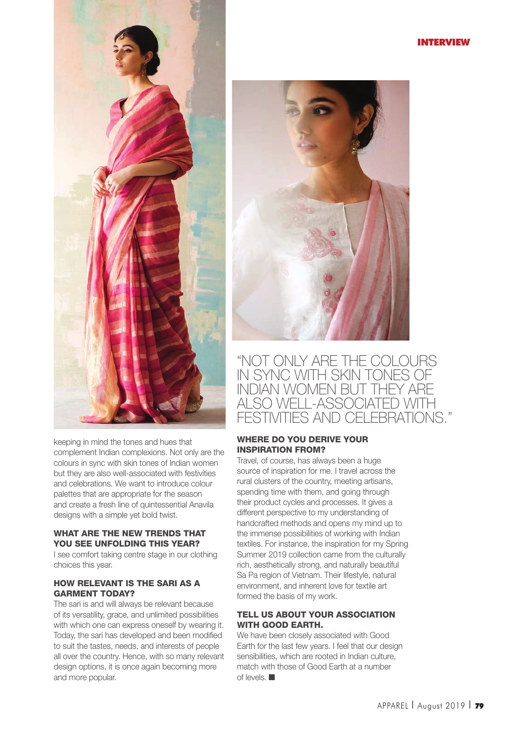keeping in mind the tones and hues that complement Indian complexions. Not only are the colours in sync with skin tones of Indian women but they are also well-associated with festivities and celebrations. We want to introduce colour palettes that are appropriate for the season and create a fresh line of quintessential Anavila designs with a simple yet bold twist.

### WHAT ARE THE NEW TRENDS THAT YOU SEE UNFOLDING THIS YEAR?

I see comfort taking centre stage in our clothing choices this year.

### HOW RELEVANT IS THE SARI AS A GARMENT TODAY?

The sari is and will always be relevant because of its versatility, grace, and unlimited possibilities with which one can express oneself by wearing it. Today, the sari has developed and been modified to suit the tastes, needs, and interests of people all over the country. Hence, with so many relevant design options, it is once again becoming more and more popular.

"NOT ONLY ARE THE COLOURS IN SYNC WITH SKIN TONES OF INDIAN WOMEN BUT THEY ARE ALSO WELL-ASSOCIATED WITH FESTIVITIES AND CELEBRATIONS."

### WHERE DO YOU DERIVE YOUR INSPIRATION FROM?

Travel, of course, has always been a huge source of inspiration for me. I travel across the rural clusters of the country, meeting artisans, spending time with them, and going through their product cycles and processes. It gives a different perspective to my understanding of handcrafted methods and opens my mind up to the immense possibilities of working with Indian textiles. For instance, the inspiration for my Spring Summer 2019 collection came from the culturally rich, aesthetically strong, and naturally beautiful Sa Pa region of Vietnam. Their lifestyle, natural environment, and inherent love for textile art formed the basis of my work.

### TELL US ABOUT YOUR ASSOCIATION WITH GOOD EARTH.

We have been closely associated with Good Earth for the last few years. I feel that our design sensibilities, which are rooted in Indian culture, match with those of Good Earth at a number of levels. ■